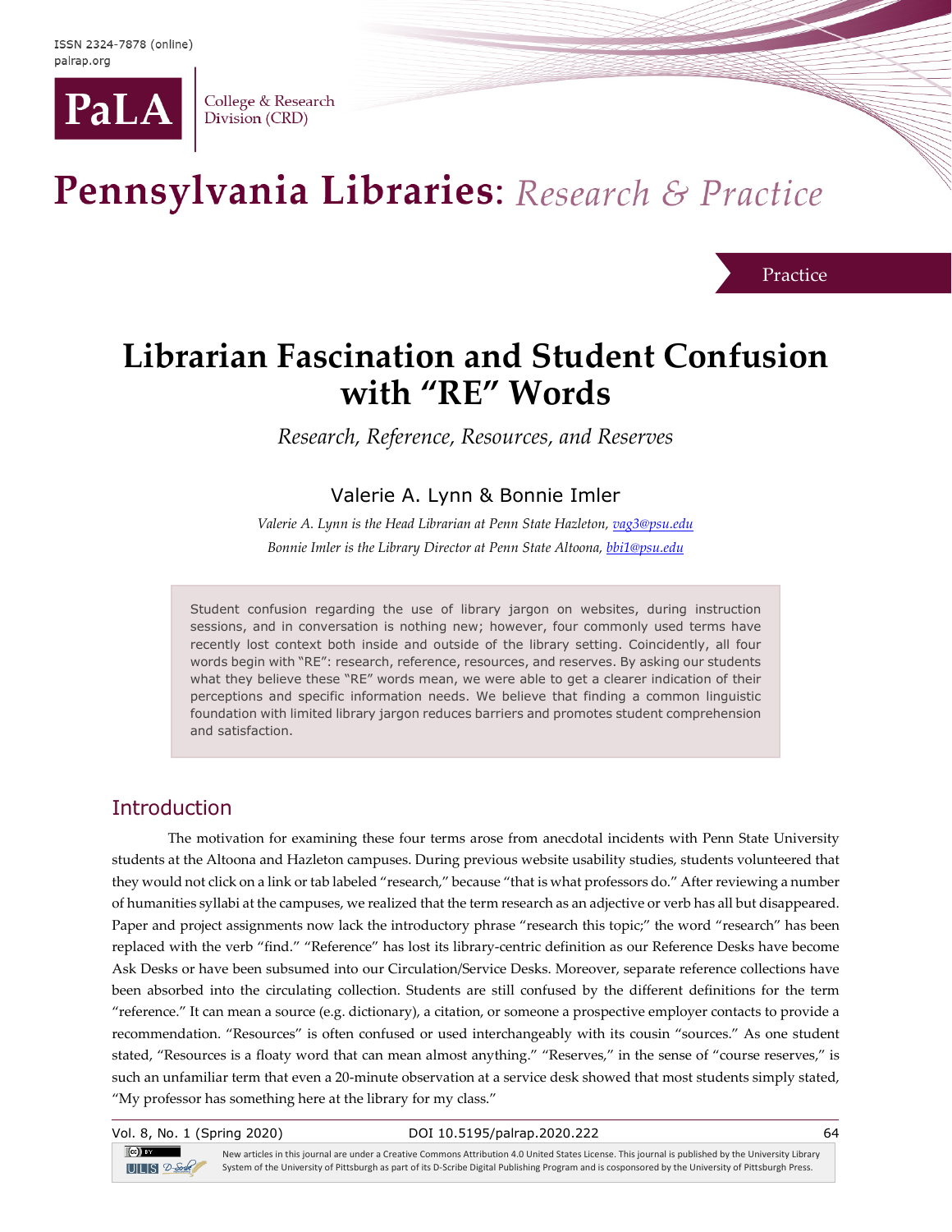# Librarian Fascination and Student Confusion with "RE" Words

*Research, Reference, Resources, and Reserves*

Valerie A. Lynn & Bonnie Imler

*Valerie A. Lynn is the Head Librarian at Penn State Hazleton, vag3@psu.edu*

*Bonnie Imler is the Library Director at Penn State Altoona, bbi1@psu.edu*

Student confusion regarding the use of library jargon on websites, during instruction sessions, and in conversation is nothing new; however, four commonly used terms have recently lost context both inside and outside of the library setting. Coincidently, all four words begin with "RE": research, reference, resources, and reserves. By asking our students what they believe these "RE" words mean, we were able to get a clearer indication of their perceptions and specific information needs. We believe that finding a common linguistic foundation with limited library jargon reduces barriers and promotes student comprehension and satisfaction.

## Introduction

The motivation for examining these four terms arose from anecdotal incidents with Penn State University students at the Altoona and Hazleton campuses. During previous website usability studies, students volunteered that they would not click on a link or tab labeled "research," because "that is what professors do." After reviewing a number of humanities syllabi at the campuses, we realized that the term research as an adjective or verb has all but disappeared. Paper and project assignments now lack the introductory phrase "research this topic;" the word "research" has been replaced with the verb "find." "Reference" has lost its library-centric definition as our Reference Desks have become Ask Desks or have been subsumed into our Circulation/Service Desks. Moreover, separate reference collections have been absorbed into the circulating collection. Students are still confused by the different definitions for the term "reference." It can mean a source (e.g. dictionary), a citation, or someone a prospective employer contacts to provide a recommendation. "Resources" is often confused or used interchangeably with its cousin "sources." As one student stated, "Resources is a floaty word that can mean almost anything." "Reserves," in the sense of "course reserves," is such an unfamiliar term that even a 20-minute observation at a service desk showed that most students simply stated, "My professor has something here at the library for my class."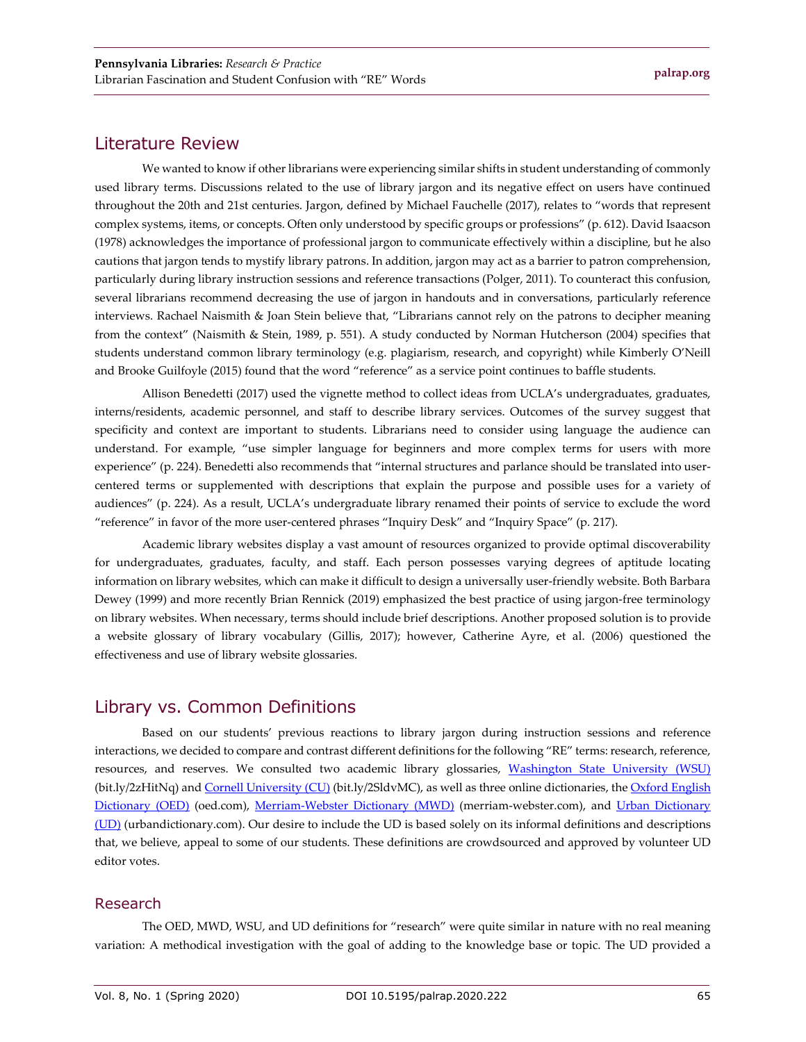## Literature Review

We wanted to know if other librarians were experiencing similar shifts in student understanding of commonly used library terms. Discussions related to the use of library jargon and its negative effect on users have continued throughout the 20th and 21st centuries. Jargon, defined by Michael Fauchelle (2017), relates to "words that represent complex systems, items, or concepts. Often only understood by specific groups or professions" (p. 612). David Isaacson (1978) acknowledges the importance of professional jargon to communicate effectively within a discipline, but he also cautions that jargon tends to mystify library patrons. In addition, jargon may act as a barrier to patron comprehension, particularly during library instruction sessions and reference transactions (Polger, 2011). To counteract this confusion, several librarians recommend decreasing the use of jargon in handouts and in conversations, particularly reference interviews. Rachael Naismith & Joan Stein believe that, "Librarians cannot rely on the patrons to decipher meaning from the context" (Naismith & Stein, 1989, p. 551). A study conducted by Norman Hutcherson (2004) specifies that students understand common library terminology (e.g. plagiarism, research, and copyright) while Kimberly O'Neill and Brooke Guilfoyle (2015) found that the word "reference" as a service point continues to baffle students.

Allison Benedetti (2017) used the vignette method to collect ideas from UCLA's undergraduates, graduates, interns/residents, academic personnel, and staff to describe library services. Outcomes of the survey suggest that specificity and context are important to students. Librarians need to consider using language the audience can understand. For example, "use simpler language for beginners and more complex terms for users with more experience" (p. 224). Benedetti also recommends that "internal structures and parlance should be translated into user-centered terms or supplemented with descriptions that explain the purpose and possible uses for a variety of audiences" (p. 224). As a result, UCLA's undergraduate library renamed their points of service to exclude the word "reference" in favor of the more user-centered phrases "Inquiry Desk" and "Inquiry Space" (p. 217).

Academic library websites display a vast amount of resources organized to provide optimal discoverability for undergraduates, graduates, faculty, and staff. Each person possesses varying degrees of aptitude locating information on library websites, which can make it difficult to design a universally user-friendly website. Both Barbara Dewey (1999) and more recently Brian Rennick (2019) emphasized the best practice of using jargon-free terminology on library websites. When necessary, terms should include brief descriptions. Another proposed solution is to provide a website glossary of library vocabulary (Gillis, 2017); however, Catherine Ayre, et al. (2006) questioned the effectiveness and use of library website glossaries.

## Library vs. Common Definitions

Based on our students' previous reactions to library jargon during instruction sessions and reference interactions, we decided to compare and contrast different definitions for the following "RE" terms: research, reference, resources, and reserves. We consulted two academic library glossaries, Washington State University (WSU) (bit.ly/2zHitNq) and Cornell University (CU) (bit.ly/2SldvMC), as well as three online dictionaries, the Oxford English Dictionary (OED) (oed.com), Merriam-Webster Dictionary (MWD) (merriam-webster.com), and Urban Dictionary (UD) (urbandictionary.com). Our desire to include the UD is based solely on its informal definitions and descriptions that, we believe, appeal to some of our students. These definitions are crowdsourced and approved by volunteer UD editor votes.

### Research

The OED, MWD, WSU, and UD definitions for "research" were quite similar in nature with no real meaning variation: A methodical investigation with the goal of adding to the knowledge base or topic. The UD provided a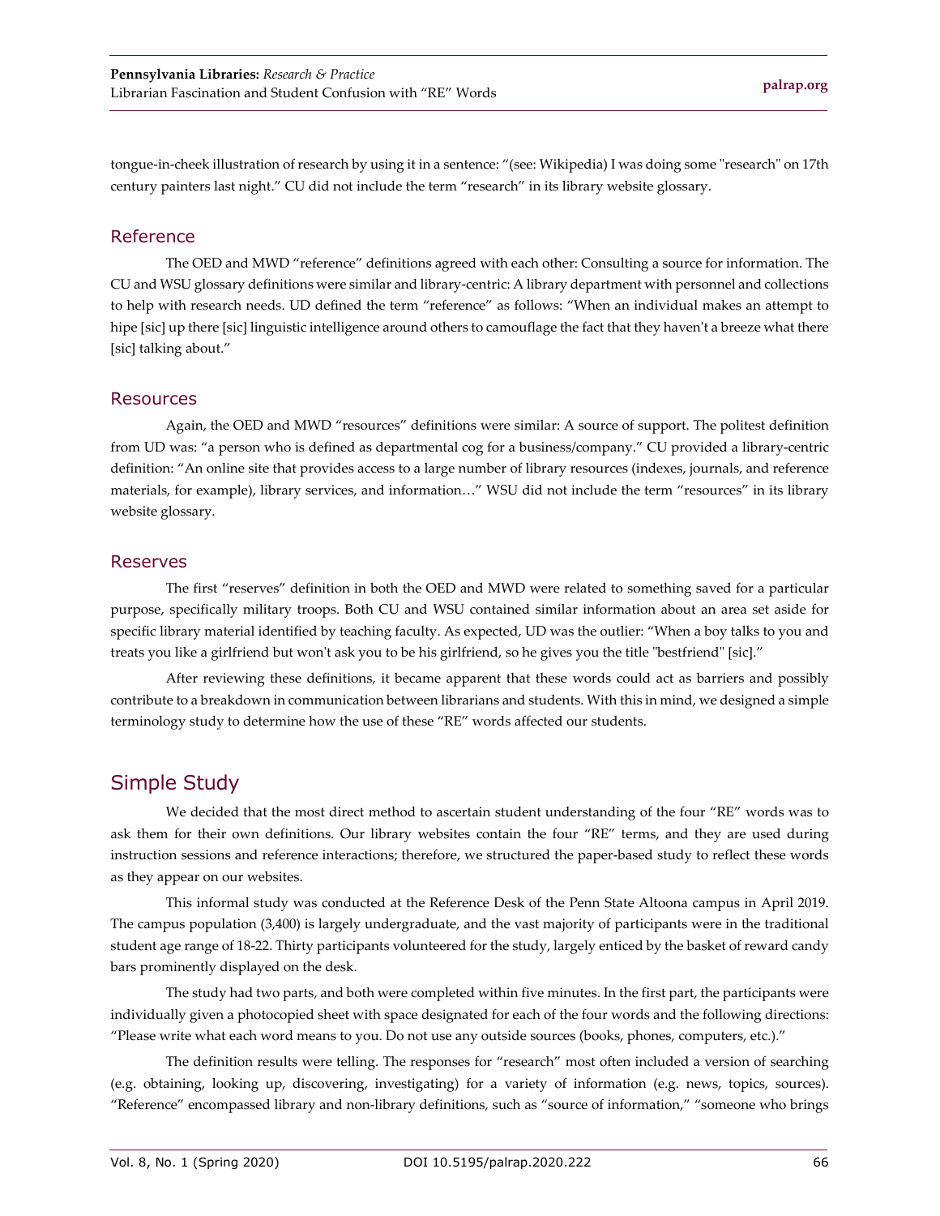tongue-in-cheek illustration of research by using it in a sentence: "(see: Wikipedia) I was doing some "research" on 17th century painters last night." CU did not include the term "research" in its library website glossary.

### Reference

The OED and MWD "reference" definitions agreed with each other: Consulting a source for information. The CU and WSU glossary definitions were similar and library-centric: A library department with personnel and collections to help with research needs. UD defined the term "reference" as follows: "When an individual makes an attempt to hipe [sic] up there [sic] linguistic intelligence around others to camouflage the fact that they haven't a breeze what there [sic] talking about."

### Resources

Again, the OED and MWD "resources" definitions were similar: A source of support. The politest definition from UD was: "a person who is defined as departmental cog for a business/company." CU provided a library-centric definition: "An online site that provides access to a large number of library resources (indexes, journals, and reference materials, for example), library services, and information…" WSU did not include the term "resources" in its library website glossary.

### Reserves

The first "reserves" definition in both the OED and MWD were related to something saved for a particular purpose, specifically military troops. Both CU and WSU contained similar information about an area set aside for specific library material identified by teaching faculty. As expected, UD was the outlier: "When a boy talks to you and treats you like a girlfriend but won't ask you to be his girlfriend, so he gives you the title "bestfriend" [sic]."

After reviewing these definitions, it became apparent that these words could act as barriers and possibly contribute to a breakdown in communication between librarians and students. With this in mind, we designed a simple terminology study to determine how the use of these "RE" words affected our students.

## Simple Study

We decided that the most direct method to ascertain student understanding of the four "RE" words was to ask them for their own definitions. Our library websites contain the four "RE" terms, and they are used during instruction sessions and reference interactions; therefore, we structured the paper-based study to reflect these words as they appear on our websites.

This informal study was conducted at the Reference Desk of the Penn State Altoona campus in April 2019. The campus population (3,400) is largely undergraduate, and the vast majority of participants were in the traditional student age range of 18-22. Thirty participants volunteered for the study, largely enticed by the basket of reward candy bars prominently displayed on the desk.

The study had two parts, and both were completed within five minutes. In the first part, the participants were individually given a photocopied sheet with space designated for each of the four words and the following directions: "Please write what each word means to you. Do not use any outside sources (books, phones, computers, etc.)."

The definition results were telling. The responses for "research" most often included a version of searching (e.g. obtaining, looking up, discovering, investigating) for a variety of information (e.g. news, topics, sources). "Reference" encompassed library and non-library definitions, such as "source of information," "someone who brings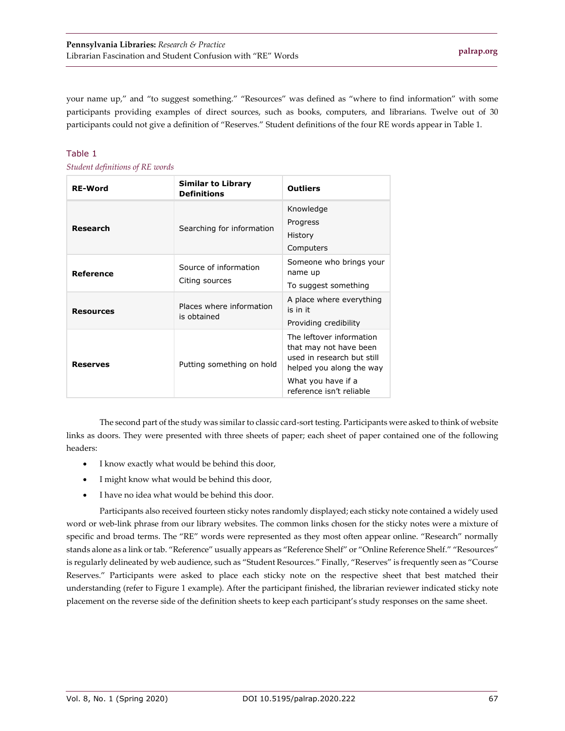your name up," and "to suggest something." "Resources" was defined as "where to find information" with some participants providing examples of direct sources, such as books, computers, and librarians. Twelve out of 30 participants could not give a definition of "Reserves." Student definitions of the four RE words appear in Table 1.

Table 1

*Student definitions of RE words*

| RE-Word | Similar to Library Definitions | Outliers |
|---|---|---|
| **Research** | Searching for information | Knowledge<br>Progress<br>History<br>Computers |
| **Reference** | Source of information<br>Citing sources | Someone who brings your name up<br>To suggest something |
| **Resources** | Places where information is obtained | A place where everything is in it<br>Providing credibility |
| **Reserves** | Putting something on hold | The leftover information that may not have been used in research but still helped you along the way<br>What you have if a reference isn't reliable |

The second part of the study was similar to classic card-sort testing. Participants were asked to think of website links as doors. They were presented with three sheets of paper; each sheet of paper contained one of the following headers:

- I know exactly what would be behind this door,
- I might know what would be behind this door,
- I have no idea what would be behind this door.

Participants also received fourteen sticky notes randomly displayed; each sticky note contained a widely used word or web-link phrase from our library websites. The common links chosen for the sticky notes were a mixture of specific and broad terms. The "RE" words were represented as they most often appear online. "Research" normally stands alone as a link or tab. "Reference" usually appears as "Reference Shelf" or "Online Reference Shelf." "Resources" is regularly delineated by web audience, such as "Student Resources." Finally, "Reserves" is frequently seen as "Course Reserves." Participants were asked to place each sticky note on the respective sheet that best matched their understanding (refer to Figure 1 example). After the participant finished, the librarian reviewer indicated sticky note placement on the reverse side of the definition sheets to keep each participant's study responses on the same sheet.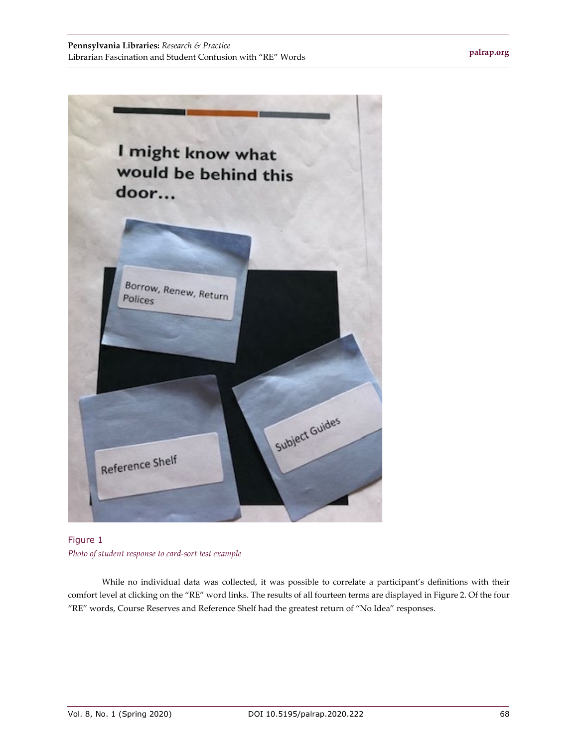Figure 1

*Photo of student response to card-sort test example*

While no individual data was collected, it was possible to correlate a participant's definitions with their comfort level at clicking on the "RE" word links. The results of all fourteen terms are displayed in Figure 2. Of the four "RE" words, Course Reserves and Reference Shelf had the greatest return of "No Idea" responses.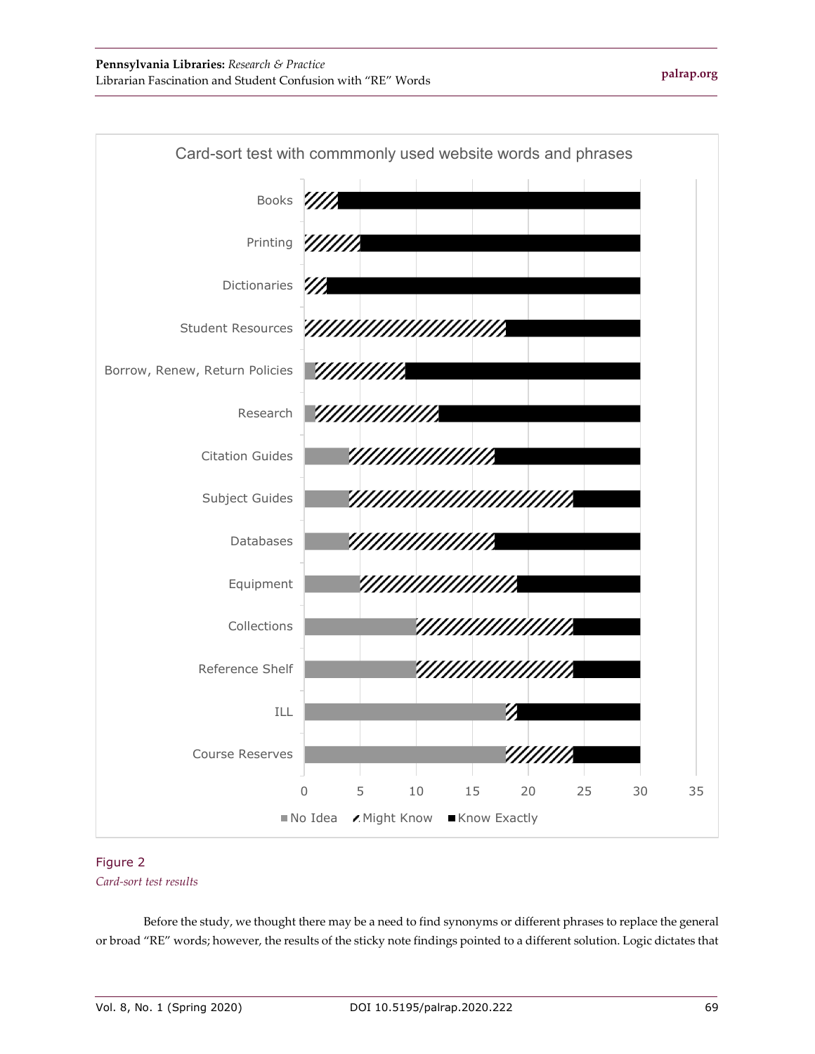Card-sort test with commmonly used website words and phrases

| Word/Phrase | No Idea | Might Know | Know Exactly |
|---|---|---|---|
| Books | 0 | 3 | 27 |
| Printing | 0 | 5 | 25 |
| Dictionaries | 0 | 2 | 28 |
| Student Resources | 0 | 18 | 12 |
| Borrow, Renew, Return Policies | 1 | 8 | 21 |
| Research | 1 | 11 | 18 |
| Citation Guides | 4 | 13 | 13 |
| Subject Guides | 4 | 20 | 6 |
| Databases | 4 | 13 | 13 |
| Equipment | 5 | 14 | 11 |
| Collections | 10 | 14 | 6 |
| Reference Shelf | 10 | 14 | 6 |
| ILL | 18 | 1 | 11 |
| Course Reserves | 18 | 6 | 6 |

Figure 2
*Card-sort test results*

Before the study, we thought there may be a need to find synonyms or different phrases to replace the general or broad "RE" words; however, the results of the sticky note findings pointed to a different solution. Logic dictates that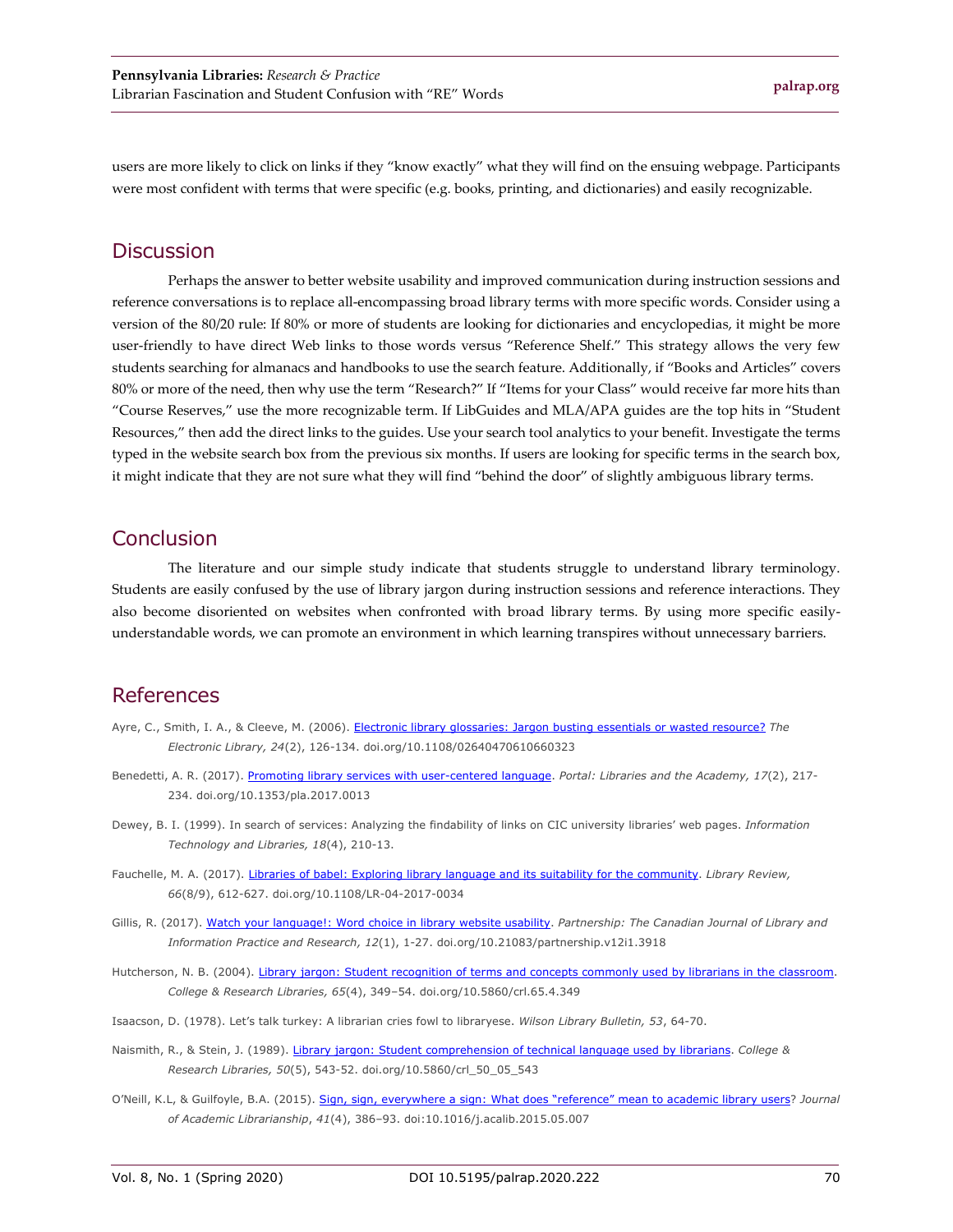users are more likely to click on links if they "know exactly" what they will find on the ensuing webpage. Participants were most confident with terms that were specific (e.g. books, printing, and dictionaries) and easily recognizable.

## Discussion

Perhaps the answer to better website usability and improved communication during instruction sessions and reference conversations is to replace all-encompassing broad library terms with more specific words. Consider using a version of the 80/20 rule: If 80% or more of students are looking for dictionaries and encyclopedias, it might be more user-friendly to have direct Web links to those words versus "Reference Shelf." This strategy allows the very few students searching for almanacs and handbooks to use the search feature. Additionally, if "Books and Articles" covers 80% or more of the need, then why use the term "Research?" If "Items for your Class" would receive far more hits than "Course Reserves," use the more recognizable term. If LibGuides and MLA/APA guides are the top hits in "Student Resources," then add the direct links to the guides. Use your search tool analytics to your benefit. Investigate the terms typed in the website search box from the previous six months. If users are looking for specific terms in the search box, it might indicate that they are not sure what they will find "behind the door" of slightly ambiguous library terms.

## Conclusion

The literature and our simple study indicate that students struggle to understand library terminology. Students are easily confused by the use of library jargon during instruction sessions and reference interactions. They also become disoriented on websites when confronted with broad library terms. By using more specific easily-understandable words, we can promote an environment in which learning transpires without unnecessary barriers.

## References

Ayre, C., Smith, I. A., & Cleeve, M. (2006). Electronic library glossaries: Jargon busting essentials or wasted resource? *The Electronic Library, 24*(2), 126-134. doi.org/10.1108/02640470610660323

Benedetti, A. R. (2017). Promoting library services with user-centered language. *Portal: Libraries and the Academy, 17*(2), 217-234. doi.org/10.1353/pla.2017.0013

Dewey, B. I. (1999). In search of services: Analyzing the findability of links on CIC university libraries' web pages. *Information Technology and Libraries, 18*(4), 210-13.

Fauchelle, M. A. (2017). Libraries of babel: Exploring library language and its suitability for the community. *Library Review, 66*(8/9), 612-627. doi.org/10.1108/LR-04-2017-0034

Gillis, R. (2017). Watch your language!: Word choice in library website usability. *Partnership: The Canadian Journal of Library and Information Practice and Research, 12*(1), 1-27. doi.org/10.21083/partnership.v12i1.3918

Hutcherson, N. B. (2004). Library jargon: Student recognition of terms and concepts commonly used by librarians in the classroom. *College & Research Libraries, 65*(4), 349–54. doi.org/10.5860/crl.65.4.349

Isaacson, D. (1978). Let's talk turkey: A librarian cries fowl to libraryese. *Wilson Library Bulletin, 53*, 64-70.

Naismith, R., & Stein, J. (1989). Library jargon: Student comprehension of technical language used by librarians. *College & Research Libraries, 50*(5), 543-52. doi.org/10.5860/crl_50_05_543

O'Neill, K.L, & Guilfoyle, B.A. (2015). Sign, sign, everywhere a sign: What does "reference" mean to academic library users? *Journal of Academic Librarianship*, *41*(4), 386–93. doi:10.1016/j.acalib.2015.05.007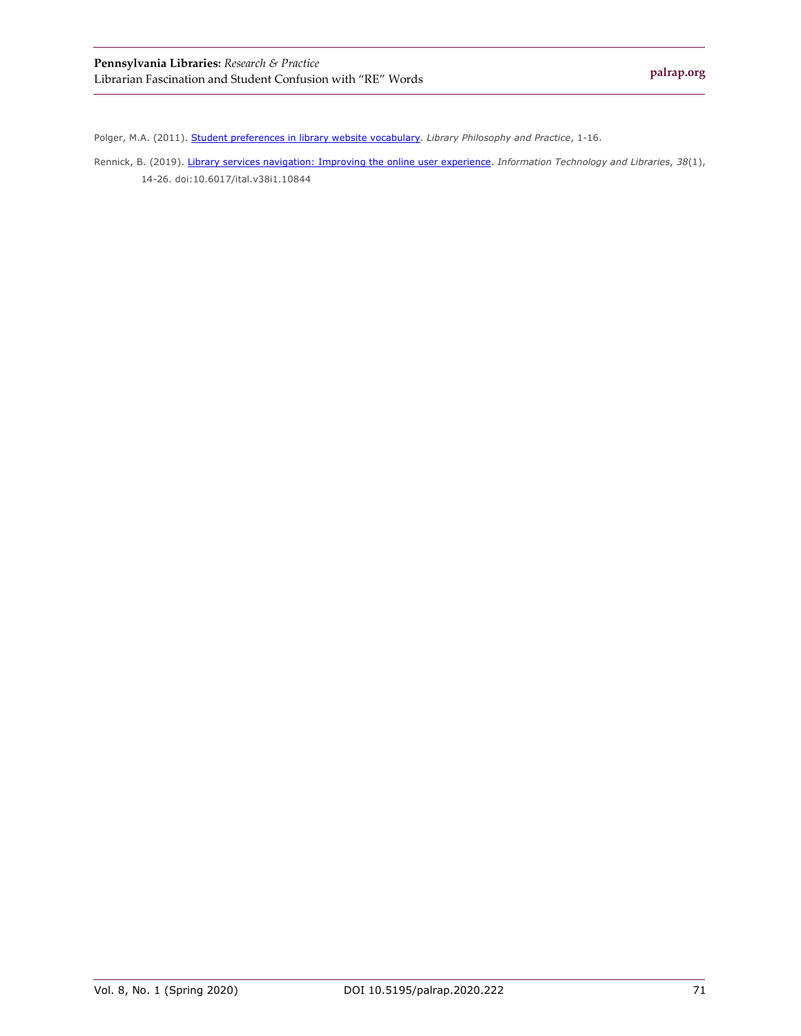Polger, M.A. (2011). [Student preferences in library website vocabulary](). *Library Philosophy and Practice*, 1-16.

Rennick, B. (2019). [Library services navigation: Improving the online user experience](). *Information Technology and Libraries*, *38*(1), 14-26. doi:10.6017/ital.v38i1.10844